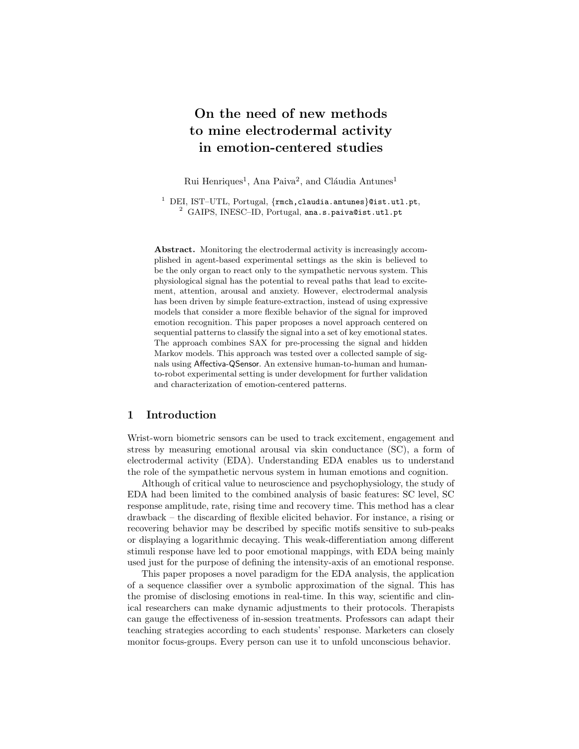# On the need of new methods to mine electrodermal activity in emotion-centered studies

Rui Henriques[1], Ana Paiva[2], and Cláudia Antunes[1]

[1] DEI, IST–UTL, Portugal, {rmch,claudia.antunes}@ist.utl.pt,
[2] GAIPS, INESC–ID, Portugal, ana.s.paiva@ist.utl.pt

**Abstract.** Monitoring the electrodermal activity is increasingly accomplished in agent-based experimental settings as the skin is believed to be the only organ to react only to the sympathetic nervous system. This physiological signal has the potential to reveal paths that lead to excitement, attention, arousal and anxiety. However, electrodermal analysis has been driven by simple feature-extraction, instead of using expressive models that consider a more flexible behavior of the signal for improved emotion recognition. This paper proposes a novel approach centered on sequential patterns to classify the signal into a set of key emotional states. The approach combines SAX for pre-processing the signal and hidden Markov models. This approach was tested over a collected sample of signals using Affectiva-QSensor. An extensive human-to-human and human-to-robot experimental setting is under development for further validation and characterization of emotion-centered patterns.

## 1 Introduction

Wrist-worn biometric sensors can be used to track excitement, engagement and stress by measuring emotional arousal via skin conductance (SC), a form of electrodermal activity (EDA). Understanding EDA enables us to understand the role of the sympathetic nervous system in human emotions and cognition.

Although of critical value to neuroscience and psychophysiology, the study of EDA had been limited to the combined analysis of basic features: SC level, SC response amplitude, rate, rising time and recovery time. This method has a clear drawback – the discarding of flexible elicited behavior. For instance, a rising or recovering behavior may be described by specific motifs sensitive to sub-peaks or displaying a logarithmic decaying. This weak-differentiation among different stimuli response have led to poor emotional mappings, with EDA being mainly used just for the purpose of defining the intensity-axis of an emotional response.

This paper proposes a novel paradigm for the EDA analysis, the application of a sequence classifier over a symbolic approximation of the signal. This has the promise of disclosing emotions in real-time. In this way, scientific and clinical researchers can make dynamic adjustments to their protocols. Therapists can gauge the effectiveness of in-session treatments. Professors can adapt their teaching strategies according to each students' response. Marketers can closely monitor focus-groups. Every person can use it to unfold unconscious behavior.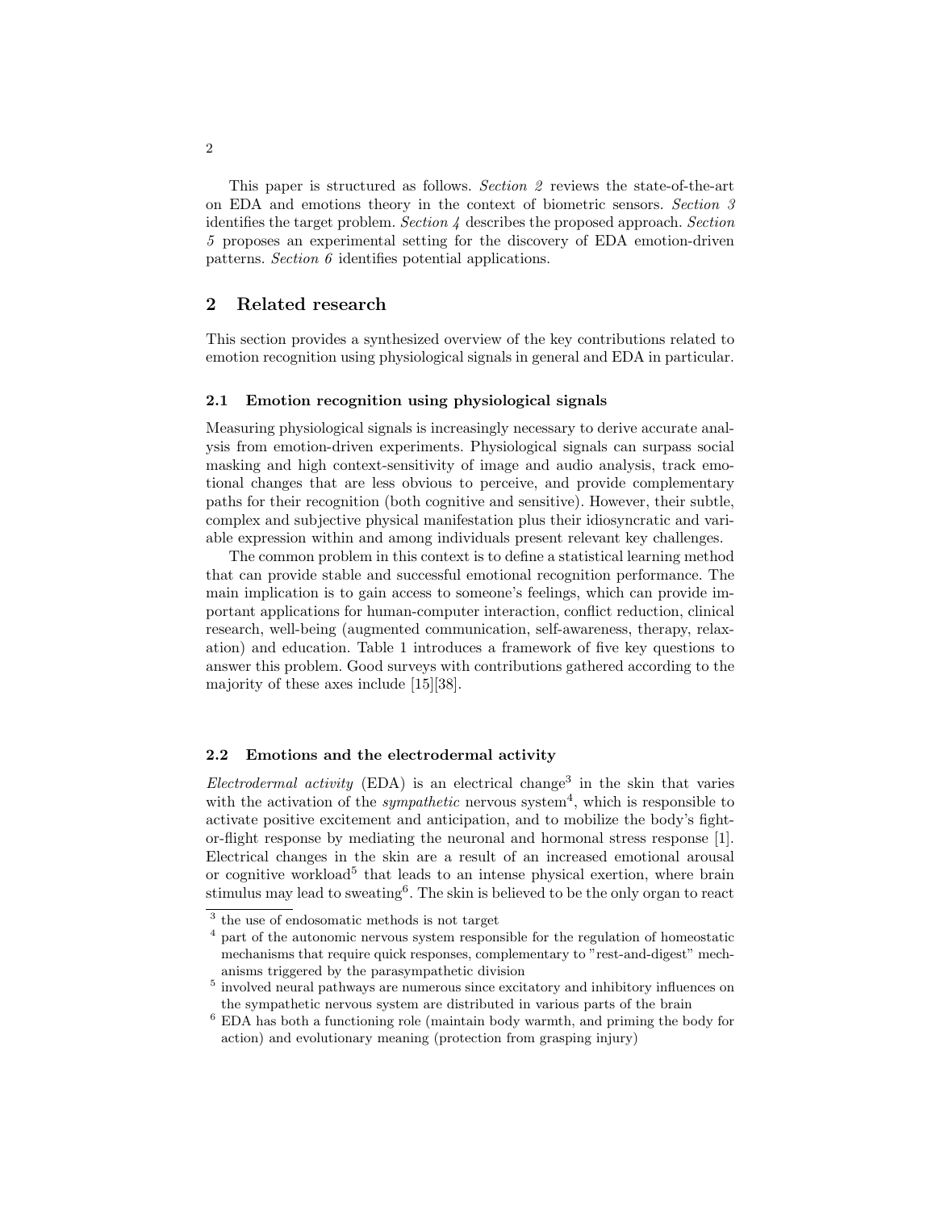This paper is structured as follows. *Section 2* reviews the state-of-the-art on EDA and emotions theory in the context of biometric sensors. *Section 3* identifies the target problem. *Section 4* describes the proposed approach. *Section 5* proposes an experimental setting for the discovery of EDA emotion-driven patterns. *Section 6* identifies potential applications.

## 2 Related research

This section provides a synthesized overview of the key contributions related to emotion recognition using physiological signals in general and EDA in particular.

### 2.1 Emotion recognition using physiological signals

Measuring physiological signals is increasingly necessary to derive accurate analysis from emotion-driven experiments. Physiological signals can surpass social masking and high context-sensitivity of image and audio analysis, track emotional changes that are less obvious to perceive, and provide complementary paths for their recognition (both cognitive and sensitive). However, their subtle, complex and subjective physical manifestation plus their idiosyncratic and variable expression within and among individuals present relevant key challenges.

The common problem in this context is to define a statistical learning method that can provide stable and successful emotional recognition performance. The main implication is to gain access to someone's feelings, which can provide important applications for human-computer interaction, conflict reduction, clinical research, well-being (augmented communication, self-awareness, therapy, relaxation) and education. Table 1 introduces a framework of five key questions to answer this problem. Good surveys with contributions gathered according to the majority of these axes include [15][38].

### 2.2 Emotions and the electrodermal activity

*Electrodermal activity* (EDA) is an electrical change[3] in the skin that varies with the activation of the *sympathetic* nervous system[4], which is responsible to activate positive excitement and anticipation, and to mobilize the body's fight-or-flight response by mediating the neuronal and hormonal stress response [1]. Electrical changes in the skin are a result of an increased emotional arousal or cognitive workload[5] that leads to an intense physical exertion, where brain stimulus may lead to sweating[6]. The skin is believed to be the only organ to react

[3] the use of endosomatic methods is not target

[4] part of the autonomic nervous system responsible for the regulation of homeostatic mechanisms that require quick responses, complementary to "rest-and-digest" mechanisms triggered by the parasympathetic division

[5] involved neural pathways are numerous since excitatory and inhibitory influences on the sympathetic nervous system are distributed in various parts of the brain

[6] EDA has both a functioning role (maintain body warmth, and priming the body for action) and evolutionary meaning (protection from grasping injury)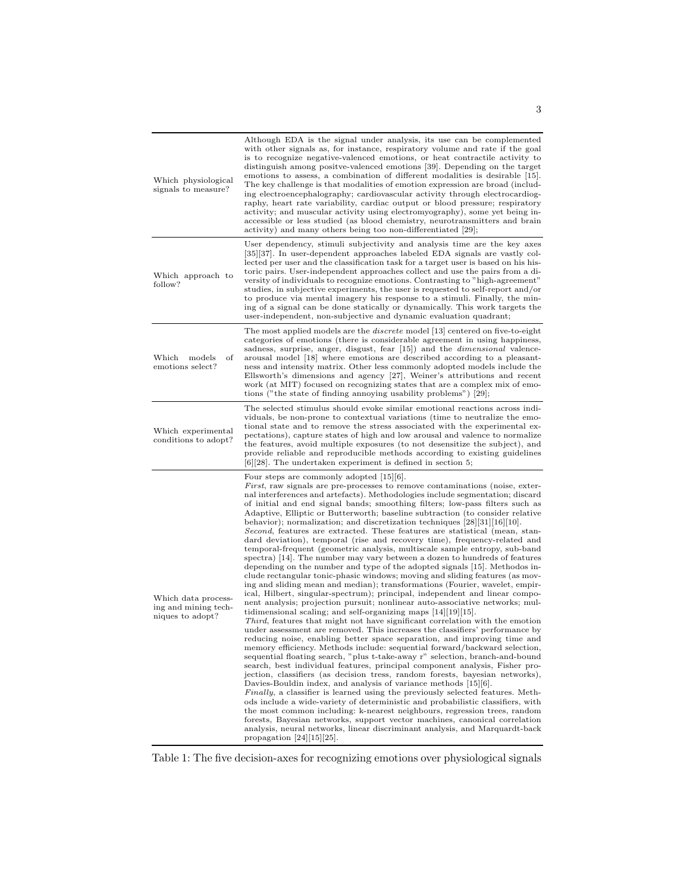| | |
|---|---|
| Which physiological signals to measure? | Although EDA is the signal under analysis, its use can be complemented with other signals as, for instance, respiratory volume and rate if the goal is to recognize negative-valenced emotions, or heat contractile activity to distinguish among positve-valenced emotions [39]. Depending on the target emotions to assess, a combination of different modalities is desirable [15]. The key challenge is that modalities of emotion expression are broad (including electroencephalography; cardiovascular activity through electrocardiography, heart rate variability, cardiac output or blood pressure; respiratory activity; and muscular activity using electromyography), some yet being inaccessible or less studied (as blood chemistry, neurotransmitters and brain activity) and many others being too non-differentiated [29]; |
| Which approach to follow? | User dependency, stimuli subjectivity and analysis time are the key axes [35][37]. In user-dependent approaches labeled EDA signals are vastly collected per user and the classification task for a target user is based on his historic pairs. User-independent approaches collect and use the pairs from a diversity of individuals to recognize emotions. Contrasting to "high-agreement" studies, in subjective experiments, the user is requested to self-report and/or to produce via mental imagery his response to a stimuli. Finally, the mining of a signal can be done statically or dynamically. This work targets the user-independent, non-subjective and dynamic evaluation quadrant; |
| Which models of emotions select? | The most applied models are the *discrete* model [13] centered on five-to-eight categories of emotions (there is considerable agreement in using happiness, sadness, surprise, anger, disgust, fear [15]) and the *dimensional* valence-arousal model [18] where emotions are described according to a pleasantness and intensity matrix. Other less commonly adopted models include the Ellsworth's dimensions and agency [27], Weiner's attributions and recent work (at MIT) focused on recognizing states that are a complex mix of emotions ("the state of finding annoying usability problems") [29]; |
| Which experimental conditions to adopt? | The selected stimulus should evoke similar emotional reactions across individuals, be non-prone to contextual variations (time to neutralize the emotional state and to remove the stress associated with the experimental expectations), capture states of high and low arousal and valence to normalize the features, avoid multiple exposures (to not desensitize the subject), and provide reliable and reproducible methods according to existing guidelines [6][28]. The undertaken experiment is defined in section 5; |
| Which data processing and mining techniques to adopt? | Four steps are commonly adopted [15][6]. *First*, raw signals are pre-processes to remove contaminations (noise, external interferences and artefacts). Methodologies include segmentation; discard of initial and end signal bands; smoothing filters; low-pass filters such as Adaptive, Elliptic or Butterworth; baseline subtraction (to consider relative behavior); normalization; and discretization techniques [28][31][16][10]. *Second*, features are extracted. These features are statistical (mean, standard deviation), temporal (rise and recovery time), frequency-related and temporal-frequent (geometric analysis, multiscale sample entropy, sub-band spectra) [14]. The number may vary between a dozen to hundreds of features depending on the number and type of the adopted signals [15]. Methodos include rectangular tonic-phasic windows; moving and sliding features (as moving and sliding mean and median); transformations (Fourier, wavelet, empirical, Hilbert, singular-spectrum); principal, independent and linear component analysis; projection pursuit; nonlinear auto-associative networks; multidimensional scaling; and self-organizing maps [14][19][15]. *Third*, features that might not have significant correlation with the emotion under assessment are removed. This increases the classifiers' performance by reducing noise, enabling better space separation, and improving time and memory efficiency. Methods include: sequential forward/backward selection, sequential floating search, "plus t-take-away r" selection, branch-and-bound search, best individual features, principal component analysis, Fisher projection, classifiers (as decision tress, random forests, bayesian networks), Davies-Bouldin index, and analysis of variance methods [15][6]. *Finally*, a classifier is learned using the previously selected features. Methods include a wide-variety of deterministic and probabilistic classifiers, with the most common including: k-nearest neighbours, regression trees, random forests, Bayesian networks, support vector machines, canonical correlation analysis, neural networks, linear discriminant analysis, and Marquardt-back propagation [24][15][25]. |

Table 1: The five decision-axes for recognizing emotions over physiological signals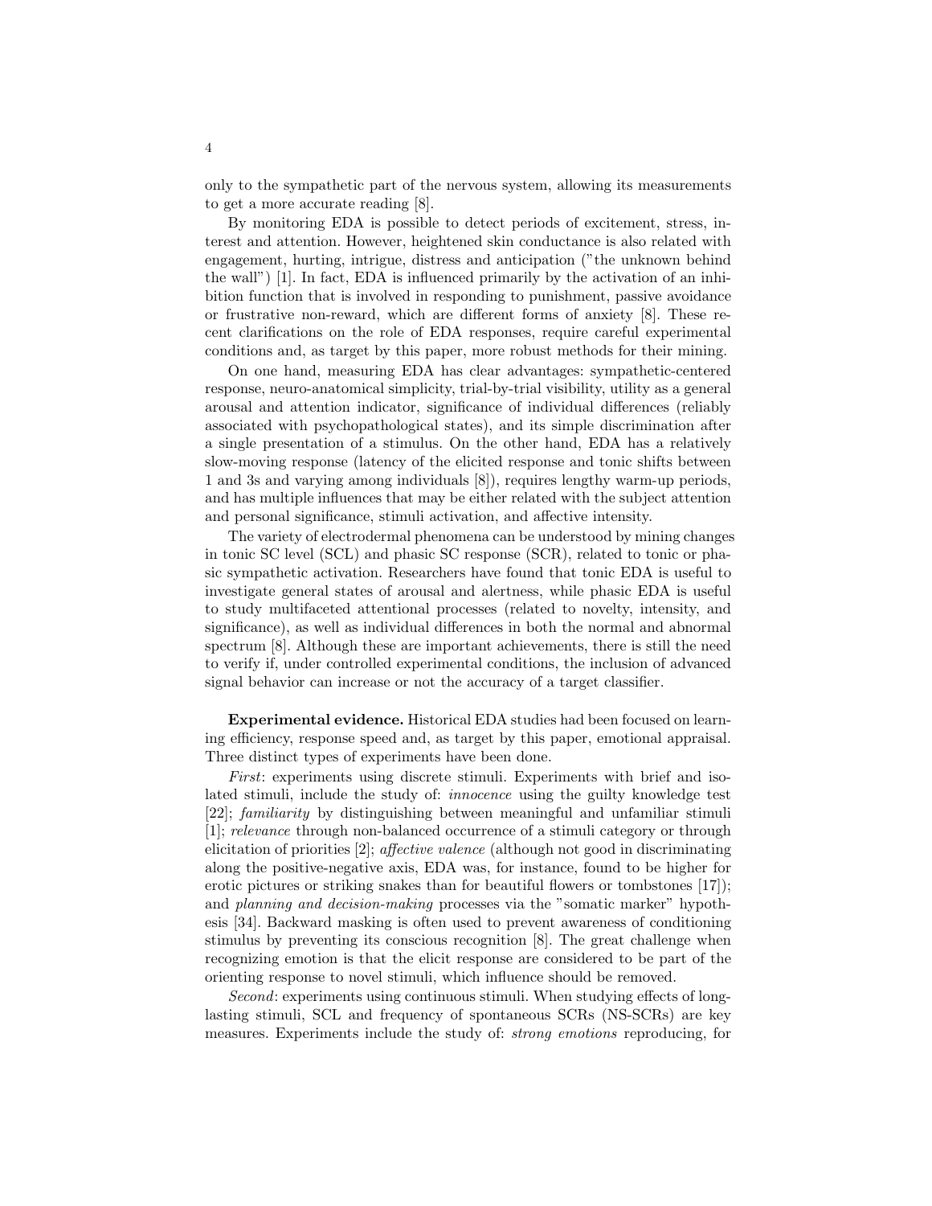only to the sympathetic part of the nervous system, allowing its measurements to get a more accurate reading [8].

By monitoring EDA is possible to detect periods of excitement, stress, interest and attention. However, heightened skin conductance is also related with engagement, hurting, intrigue, distress and anticipation ("the unknown behind the wall") [1]. In fact, EDA is influenced primarily by the activation of an inhibition function that is involved in responding to punishment, passive avoidance or frustrative non-reward, which are different forms of anxiety [8]. These recent clarifications on the role of EDA responses, require careful experimental conditions and, as target by this paper, more robust methods for their mining.

On one hand, measuring EDA has clear advantages: sympathetic-centered response, neuro-anatomical simplicity, trial-by-trial visibility, utility as a general arousal and attention indicator, significance of individual differences (reliably associated with psychopathological states), and its simple discrimination after a single presentation of a stimulus. On the other hand, EDA has a relatively slow-moving response (latency of the elicited response and tonic shifts between 1 and 3s and varying among individuals [8]), requires lengthy warm-up periods, and has multiple influences that may be either related with the subject attention and personal significance, stimuli activation, and affective intensity.

The variety of electrodermal phenomena can be understood by mining changes in tonic SC level (SCL) and phasic SC response (SCR), related to tonic or phasic sympathetic activation. Researchers have found that tonic EDA is useful to investigate general states of arousal and alertness, while phasic EDA is useful to study multifaceted attentional processes (related to novelty, intensity, and significance), as well as individual differences in both the normal and abnormal spectrum [8]. Although these are important achievements, there is still the need to verify if, under controlled experimental conditions, the inclusion of advanced signal behavior can increase or not the accuracy of a target classifier.

**Experimental evidence.** Historical EDA studies had been focused on learning efficiency, response speed and, as target by this paper, emotional appraisal. Three distinct types of experiments have been done.

*First*: experiments using discrete stimuli. Experiments with brief and isolated stimuli, include the study of: *innocence* using the guilty knowledge test [22]; *familiarity* by distinguishing between meaningful and unfamiliar stimuli [1]; *relevance* through non-balanced occurrence of a stimuli category or through elicitation of priorities [2]; *affective valence* (although not good in discriminating along the positive-negative axis, EDA was, for instance, found to be higher for erotic pictures or striking snakes than for beautiful flowers or tombstones [17]); and *planning and decision-making* processes via the "somatic marker" hypothesis [34]. Backward masking is often used to prevent awareness of conditioning stimulus by preventing its conscious recognition [8]. The great challenge when recognizing emotion is that the elicit response are considered to be part of the orienting response to novel stimuli, which influence should be removed.

*Second*: experiments using continuous stimuli. When studying effects of long-lasting stimuli, SCL and frequency of spontaneous SCRs (NS-SCRs) are key measures. Experiments include the study of: *strong emotions* reproducing, for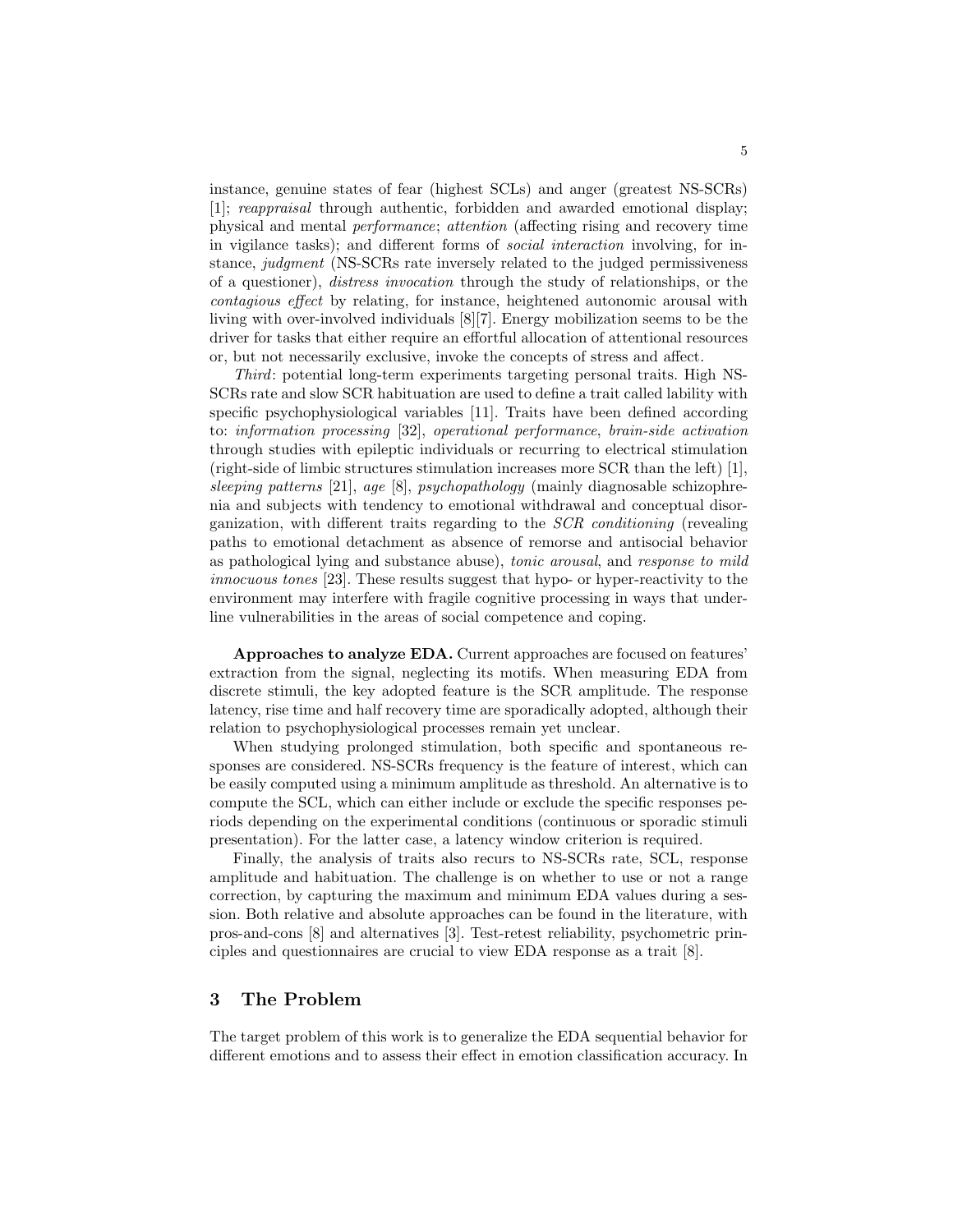instance, genuine states of fear (highest SCLs) and anger (greatest NS-SCRs) [1]; *reappraisal* through authentic, forbidden and awarded emotional display; physical and mental *performance*; *attention* (affecting rising and recovery time in vigilance tasks); and different forms of *social interaction* involving, for instance, *judgment* (NS-SCRs rate inversely related to the judged permissiveness of a questioner), *distress invocation* through the study of relationships, or the *contagious effect* by relating, for instance, heightened autonomic arousal with living with over-involved individuals [8][7]. Energy mobilization seems to be the driver for tasks that either require an effortful allocation of attentional resources or, but not necessarily exclusive, invoke the concepts of stress and affect.

*Third*: potential long-term experiments targeting personal traits. High NS-SCRs rate and slow SCR habituation are used to define a trait called lability with specific psychophysiological variables [11]. Traits have been defined according to: *information processing* [32], *operational performance*, *brain-side activation* through studies with epileptic individuals or recurring to electrical stimulation (right-side of limbic structures stimulation increases more SCR than the left) [1], *sleeping patterns* [21], *age* [8], *psychopathology* (mainly diagnosable schizophrenia and subjects with tendency to emotional withdrawal and conceptual disorganization, with different traits regarding to the *SCR conditioning* (revealing paths to emotional detachment as absence of remorse and antisocial behavior as pathological lying and substance abuse), *tonic arousal*, and *response to mild innocuous tones* [23]. These results suggest that hypo- or hyper-reactivity to the environment may interfere with fragile cognitive processing in ways that underline vulnerabilities in the areas of social competence and coping.

**Approaches to analyze EDA.** Current approaches are focused on features' extraction from the signal, neglecting its motifs. When measuring EDA from discrete stimuli, the key adopted feature is the SCR amplitude. The response latency, rise time and half recovery time are sporadically adopted, although their relation to psychophysiological processes remain yet unclear.

When studying prolonged stimulation, both specific and spontaneous responses are considered. NS-SCRs frequency is the feature of interest, which can be easily computed using a minimum amplitude as threshold. An alternative is to compute the SCL, which can either include or exclude the specific responses periods depending on the experimental conditions (continuous or sporadic stimuli presentation). For the latter case, a latency window criterion is required.

Finally, the analysis of traits also recurs to NS-SCRs rate, SCL, response amplitude and habituation. The challenge is on whether to use or not a range correction, by capturing the maximum and minimum EDA values during a session. Both relative and absolute approaches can be found in the literature, with pros-and-cons [8] and alternatives [3]. Test-retest reliability, psychometric principles and questionnaires are crucial to view EDA response as a trait [8].

## 3 The Problem

The target problem of this work is to generalize the EDA sequential behavior for different emotions and to assess their effect in emotion classification accuracy. In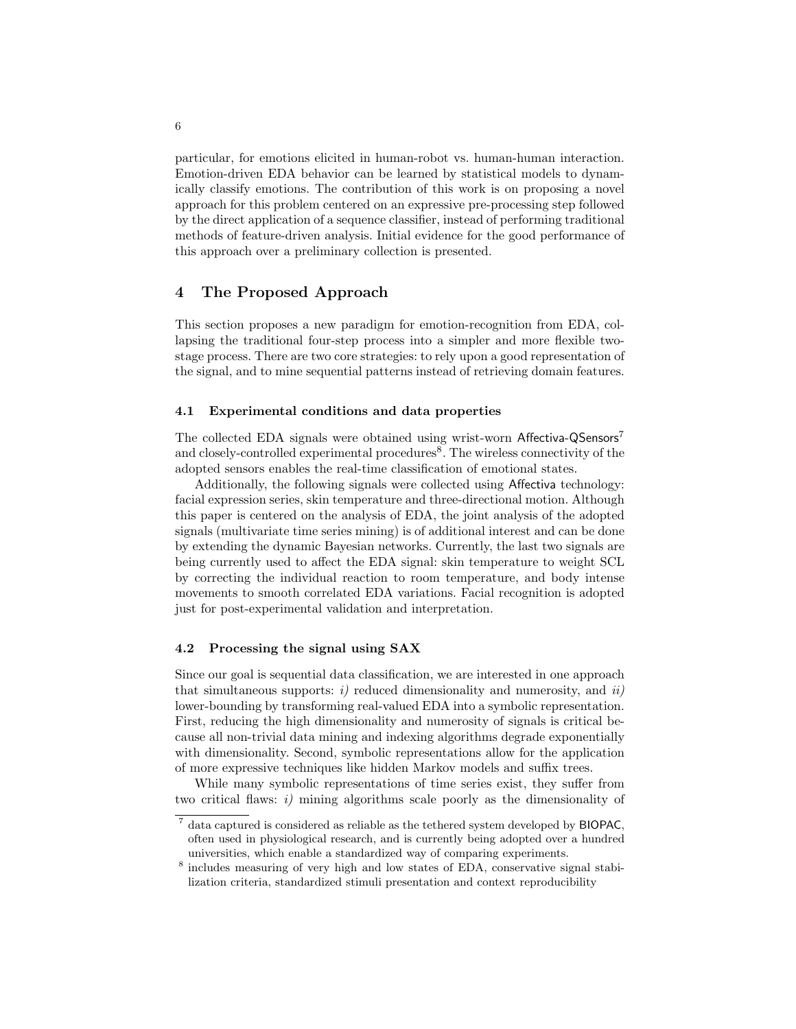particular, for emotions elicited in human-robot vs. human-human interaction. Emotion-driven EDA behavior can be learned by statistical models to dynamically classify emotions. The contribution of this work is on proposing a novel approach for this problem centered on an expressive pre-processing step followed by the direct application of a sequence classifier, instead of performing traditional methods of feature-driven analysis. Initial evidence for the good performance of this approach over a preliminary collection is presented.

## 4 The Proposed Approach

This section proposes a new paradigm for emotion-recognition from EDA, collapsing the traditional four-step process into a simpler and more flexible two-stage process. There are two core strategies: to rely upon a good representation of the signal, and to mine sequential patterns instead of retrieving domain features.

### 4.1 Experimental conditions and data properties

The collected EDA signals were obtained using wrist-worn Affectiva-QSensors[7] and closely-controlled experimental procedures[8]. The wireless connectivity of the adopted sensors enables the real-time classification of emotional states.

Additionally, the following signals were collected using Affectiva technology: facial expression series, skin temperature and three-directional motion. Although this paper is centered on the analysis of EDA, the joint analysis of the adopted signals (multivariate time series mining) is of additional interest and can be done by extending the dynamic Bayesian networks. Currently, the last two signals are being currently used to affect the EDA signal: skin temperature to weight SCL by correcting the individual reaction to room temperature, and body intense movements to smooth correlated EDA variations. Facial recognition is adopted just for post-experimental validation and interpretation.

### 4.2 Processing the signal using SAX

Since our goal is sequential data classification, we are interested in one approach that simultaneous supports: *i)* reduced dimensionality and numerosity, and *ii)* lower-bounding by transforming real-valued EDA into a symbolic representation. First, reducing the high dimensionality and numerosity of signals is critical because all non-trivial data mining and indexing algorithms degrade exponentially with dimensionality. Second, symbolic representations allow for the application of more expressive techniques like hidden Markov models and suffix trees.

While many symbolic representations of time series exist, they suffer from two critical flaws: *i)* mining algorithms scale poorly as the dimensionality of

[7] data captured is considered as reliable as the tethered system developed by BIOPAC, often used in physiological research, and is currently being adopted over a hundred universities, which enable a standardized way of comparing experiments.

[8] includes measuring of very high and low states of EDA, conservative signal stabilization criteria, standardized stimuli presentation and context reproducibility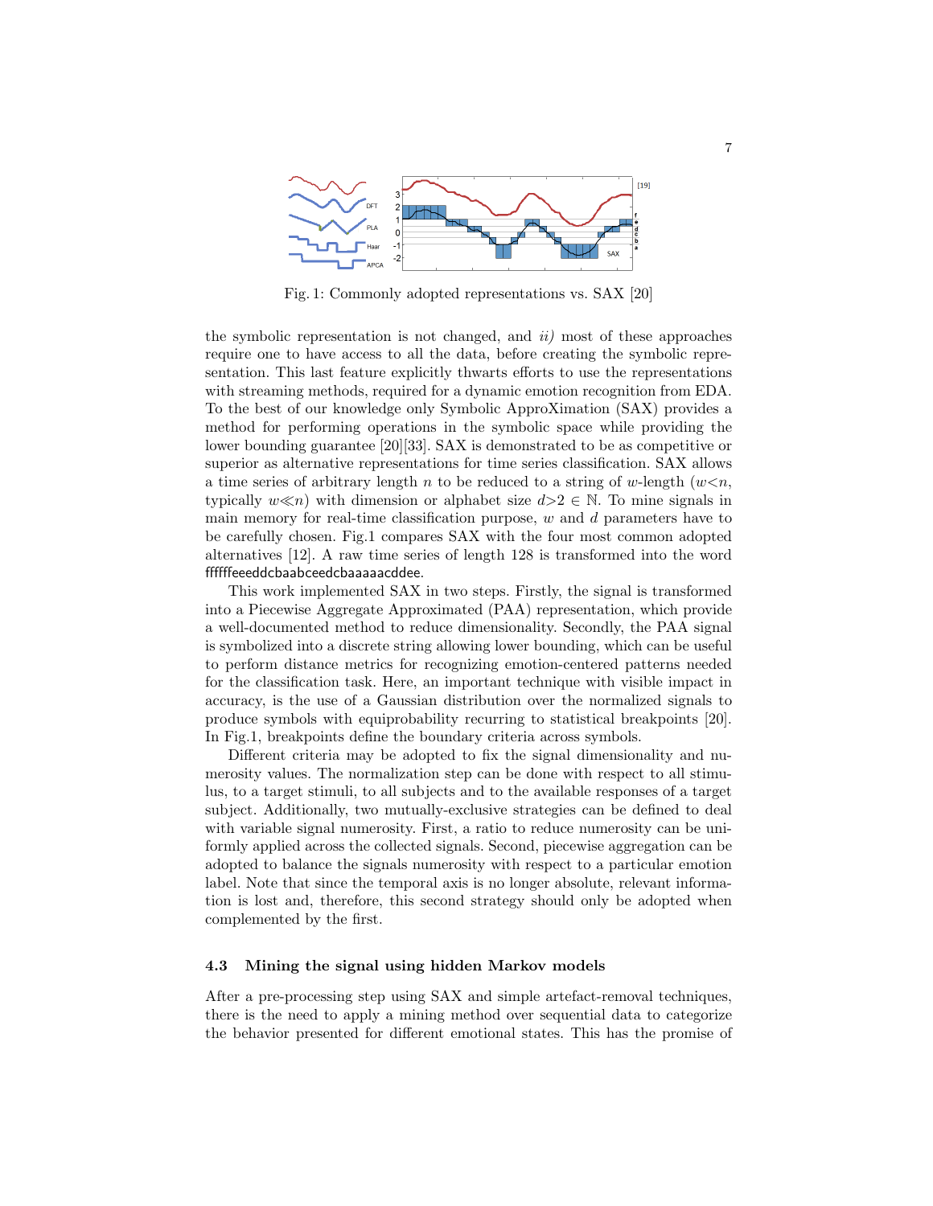Fig. 1: Commonly adopted representations vs. SAX [20]

the symbolic representation is not changed, and *ii)* most of these approaches require one to have access to all the data, before creating the symbolic representation. This last feature explicitly thwarts efforts to use the representations with streaming methods, required for a dynamic emotion recognition from EDA. To the best of our knowledge only Symbolic ApproXimation (SAX) provides a method for performing operations in the symbolic space while providing the lower bounding guarantee [20][33]. SAX is demonstrated to be as competitive or superior as alternative representations for time series classification. SAX allows a time series of arbitrary length $n$ to be reduced to a string of $w$-length ($w<n$, typically $w \ll n$) with dimension or alphabet size $d>2 \in \mathbb{N}$. To mine signals in main memory for real-time classification purpose, $w$ and $d$ parameters have to be carefully chosen. Fig.1 compares SAX with the four most common adopted alternatives [12]. A raw time series of length 128 is transformed into the word ffffffeeeddcbaabceedcbaaaaacddee.

This work implemented SAX in two steps. Firstly, the signal is transformed into a Piecewise Aggregate Approximated (PAA) representation, which provide a well-documented method to reduce dimensionality. Secondly, the PAA signal is symbolized into a discrete string allowing lower bounding, which can be useful to perform distance metrics for recognizing emotion-centered patterns needed for the classification task. Here, an important technique with visible impact in accuracy, is the use of a Gaussian distribution over the normalized signals to produce symbols with equiprobability recurring to statistical breakpoints [20]. In Fig.1, breakpoints define the boundary criteria across symbols.

Different criteria may be adopted to fix the signal dimensionality and numerosity values. The normalization step can be done with respect to all stimulus, to a target stimuli, to all subjects and to the available responses of a target subject. Additionally, two mutually-exclusive strategies can be defined to deal with variable signal numerosity. First, a ratio to reduce numerosity can be uniformly applied across the collected signals. Second, piecewise aggregation can be adopted to balance the signals numerosity with respect to a particular emotion label. Note that since the temporal axis is no longer absolute, relevant information is lost and, therefore, this second strategy should only be adopted when complemented by the first.

### 4.3 Mining the signal using hidden Markov models

After a pre-processing step using SAX and simple artefact-removal techniques, there is the need to apply a mining method over sequential data to categorize the behavior presented for different emotional states. This has the promise of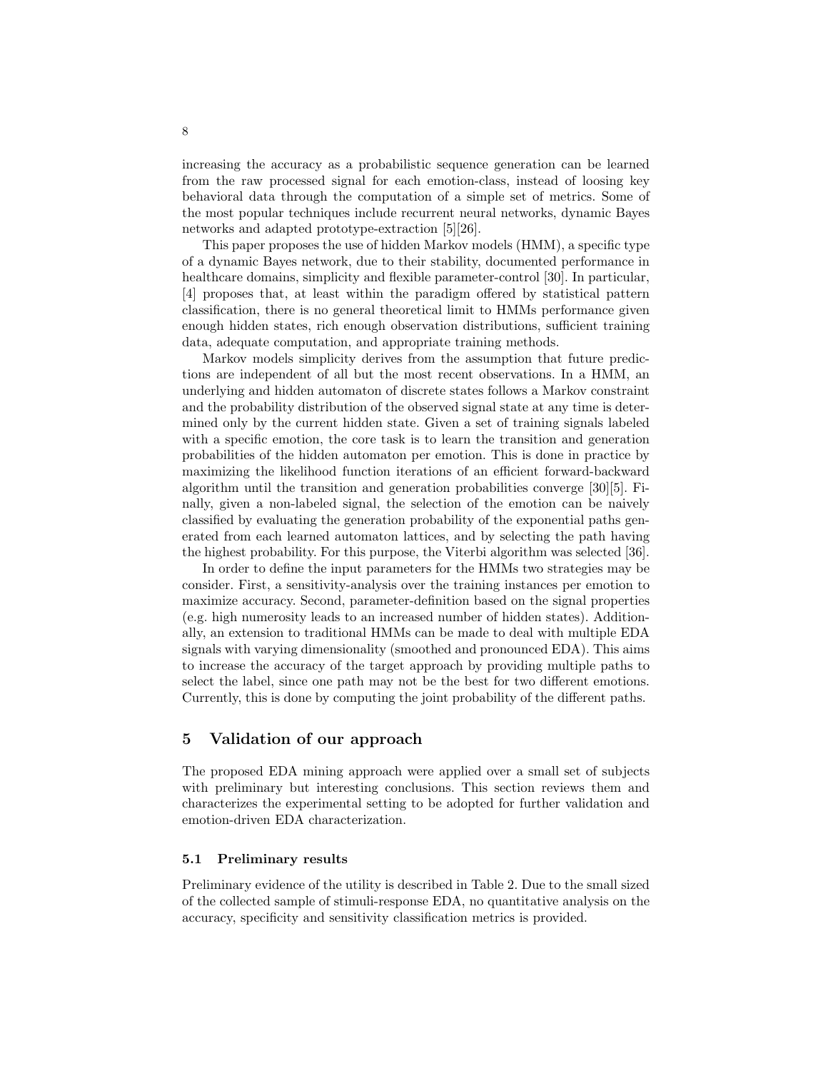increasing the accuracy as a probabilistic sequence generation can be learned from the raw processed signal for each emotion-class, instead of loosing key behavioral data through the computation of a simple set of metrics. Some of the most popular techniques include recurrent neural networks, dynamic Bayes networks and adapted prototype-extraction [5][26].

This paper proposes the use of hidden Markov models (HMM), a specific type of a dynamic Bayes network, due to their stability, documented performance in healthcare domains, simplicity and flexible parameter-control [30]. In particular, [4] proposes that, at least within the paradigm offered by statistical pattern classification, there is no general theoretical limit to HMMs performance given enough hidden states, rich enough observation distributions, sufficient training data, adequate computation, and appropriate training methods.

Markov models simplicity derives from the assumption that future predictions are independent of all but the most recent observations. In a HMM, an underlying and hidden automaton of discrete states follows a Markov constraint and the probability distribution of the observed signal state at any time is determined only by the current hidden state. Given a set of training signals labeled with a specific emotion, the core task is to learn the transition and generation probabilities of the hidden automaton per emotion. This is done in practice by maximizing the likelihood function iterations of an efficient forward-backward algorithm until the transition and generation probabilities converge [30][5]. Finally, given a non-labeled signal, the selection of the emotion can be naively classified by evaluating the generation probability of the exponential paths generated from each learned automaton lattices, and by selecting the path having the highest probability. For this purpose, the Viterbi algorithm was selected [36].

In order to define the input parameters for the HMMs two strategies may be consider. First, a sensitivity-analysis over the training instances per emotion to maximize accuracy. Second, parameter-definition based on the signal properties (e.g. high numerosity leads to an increased number of hidden states). Additionally, an extension to traditional HMMs can be made to deal with multiple EDA signals with varying dimensionality (smoothed and pronounced EDA). This aims to increase the accuracy of the target approach by providing multiple paths to select the label, since one path may not be the best for two different emotions. Currently, this is done by computing the joint probability of the different paths.

## 5 Validation of our approach

The proposed EDA mining approach were applied over a small set of subjects with preliminary but interesting conclusions. This section reviews them and characterizes the experimental setting to be adopted for further validation and emotion-driven EDA characterization.

### 5.1 Preliminary results

Preliminary evidence of the utility is described in Table 2. Due to the small sized of the collected sample of stimuli-response EDA, no quantitative analysis on the accuracy, specificity and sensitivity classification metrics is provided.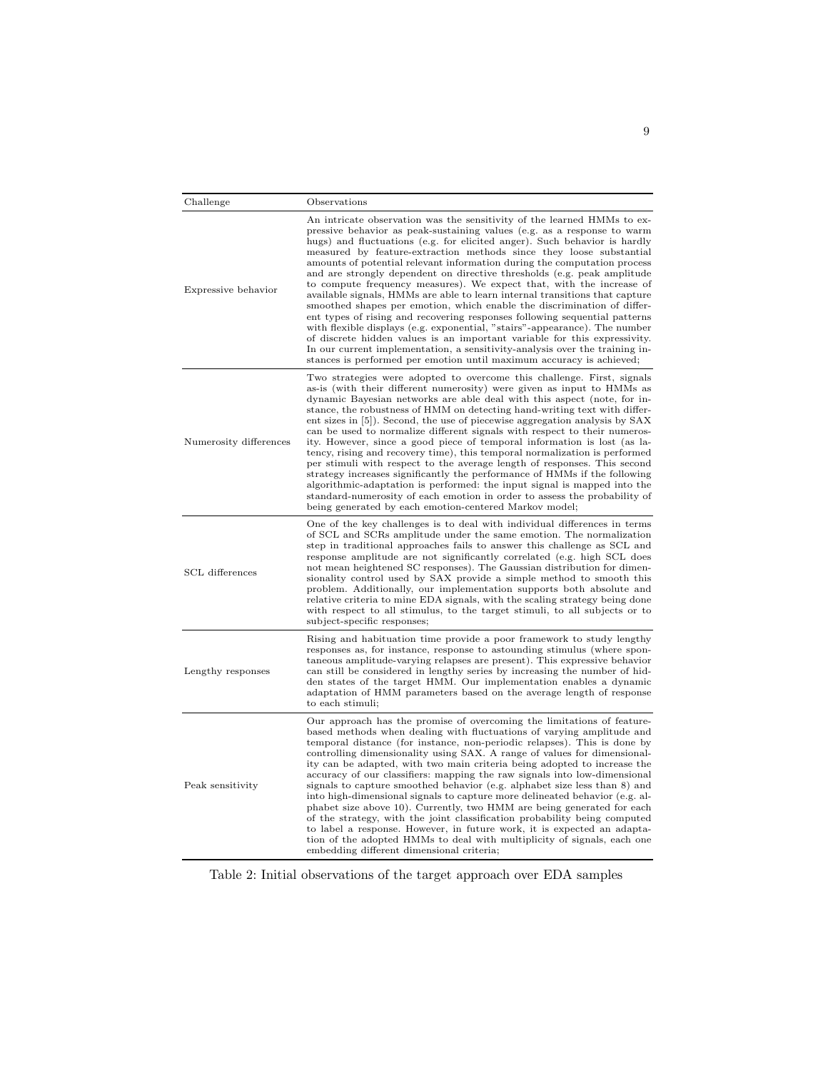| Challenge | Observations |
| --- | --- |
| Expressive behavior | An intricate observation was the sensitivity of the learned HMMs to expressive behavior as peak-sustaining values (e.g. as a response to warm hugs) and fluctuations (e.g. for elicited anger). Such behavior is hardly measured by feature-extraction methods since they loose substantial amounts of potential relevant information during the computation process and are strongly dependent on directive thresholds (e.g. peak amplitude to compute frequency measures). We expect that, with the increase of available signals, HMMs are able to learn internal transitions that capture smoothed shapes per emotion, which enable the discrimination of different types of rising and recovering responses following sequential patterns with flexible displays (e.g. exponential, "stairs"-appearance). The number of discrete hidden values is an important variable for this expressivity. In our current implementation, a sensitivity-analysis over the training instances is performed per emotion until maximum accuracy is achieved; |
| Numerosity differences | Two strategies were adopted to overcome this challenge. First, signals as-is (with their different numerosity) were given as input to HMMs as dynamic Bayesian networks are able deal with this aspect (note, for instance, the robustness of HMM on detecting hand-writing text with different sizes in [5]). Second, the use of piecewise aggregation analysis by SAX can be used to normalize different signals with respect to their numerosity. However, since a good piece of temporal information is lost (as latency, rising and recovery time), this temporal normalization is performed per stimuli with respect to the average length of responses. This second strategy increases significantly the performance of HMMs if the following algorithmic-adaptation is performed: the input signal is mapped into the standard-numerosity of each emotion in order to assess the probability of being generated by each emotion-centered Markov model; |
| SCL differences | One of the key challenges is to deal with individual differences in terms of SCL and SCRs amplitude under the same emotion. The normalization step in traditional approaches fails to answer this challenge as SCL and response amplitude are not significantly correlated (e.g. high SCL does not mean heightened SC responses). The Gaussian distribution for dimensionality control used by SAX provide a simple method to smooth this problem. Additionally, our implementation supports both absolute and relative criteria to mine EDA signals, with the scaling strategy being done with respect to all stimulus, to the target stimuli, to all subjects or to subject-specific responses; |
| Lengthy responses | Rising and habituation time provide a poor framework to study lengthy responses as, for instance, response to astounding stimulus (where spontaneous amplitude-varying relapses are present). This expressive behavior can still be considered in lengthy series by increasing the number of hidden states of the target HMM. Our implementation enables a dynamic adaptation of HMM parameters based on the average length of response to each stimuli; |
| Peak sensitivity | Our approach has the promise of overcoming the limitations of feature-based methods when dealing with fluctuations of varying amplitude and temporal distance (for instance, non-periodic relapses). This is done by controlling dimensionality using SAX. A range of values for dimensionality can be adapted, with two main criteria being adopted to increase the accuracy of our classifiers: mapping the raw signals into low-dimensional signals to capture smoothed behavior (e.g. alphabet size less than 8) and into high-dimensional signals to capture more delineated behavior (e.g. alphabet size above 10). Currently, two HMM are being generated for each of the strategy, with the joint classification probability being computed to label a response. However, in future work, it is expected an adaptation of the adopted HMMs to deal with multiplicity of signals, each one embedding different dimensional criteria; |

Table 2: Initial observations of the target approach over EDA samples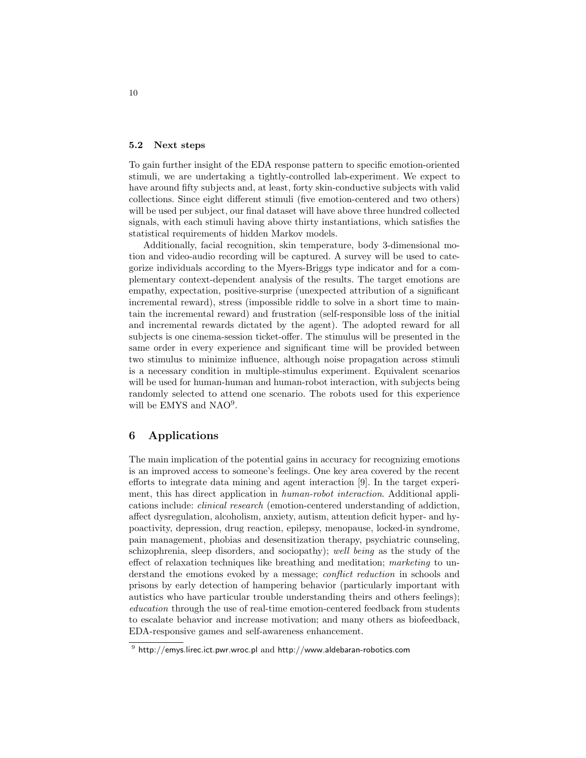### 5.2 Next steps

To gain further insight of the EDA response pattern to specific emotion-oriented stimuli, we are undertaking a tightly-controlled lab-experiment. We expect to have around fifty subjects and, at least, forty skin-conductive subjects with valid collections. Since eight different stimuli (five emotion-centered and two others) will be used per subject, our final dataset will have above three hundred collected signals, with each stimuli having above thirty instantiations, which satisfies the statistical requirements of hidden Markov models.

Additionally, facial recognition, skin temperature, body 3-dimensional motion and video-audio recording will be captured. A survey will be used to categorize individuals according to the Myers-Briggs type indicator and for a complementary context-dependent analysis of the results. The target emotions are empathy, expectation, positive-surprise (unexpected attribution of a significant incremental reward), stress (impossible riddle to solve in a short time to maintain the incremental reward) and frustration (self-responsible loss of the initial and incremental rewards dictated by the agent). The adopted reward for all subjects is one cinema-session ticket-offer. The stimulus will be presented in the same order in every experience and significant time will be provided between two stimulus to minimize influence, although noise propagation across stimuli is a necessary condition in multiple-stimulus experiment. Equivalent scenarios will be used for human-human and human-robot interaction, with subjects being randomly selected to attend one scenario. The robots used for this experience will be EMYS and NAO[9].

## 6 Applications

The main implication of the potential gains in accuracy for recognizing emotions is an improved access to someone's feelings. One key area covered by the recent efforts to integrate data mining and agent interaction [9]. In the target experiment, this has direct application in *human-robot interaction*. Additional applications include: *clinical research* (emotion-centered understanding of addiction, affect dysregulation, alcoholism, anxiety, autism, attention deficit hyper- and hypoactivity, depression, drug reaction, epilepsy, menopause, locked-in syndrome, pain management, phobias and desensitization therapy, psychiatric counseling, schizophrenia, sleep disorders, and sociopathy); *well being* as the study of the effect of relaxation techniques like breathing and meditation; *marketing* to understand the emotions evoked by a message; *conflict reduction* in schools and prisons by early detection of hampering behavior (particularly important with autistics who have particular trouble understanding theirs and others feelings); *education* through the use of real-time emotion-centered feedback from students to escalate behavior and increase motivation; and many others as biofeedback, EDA-responsive games and self-awareness enhancement.

[9] http://emys.lirec.ict.pwr.wroc.pl and http://www.aldebaran-robotics.com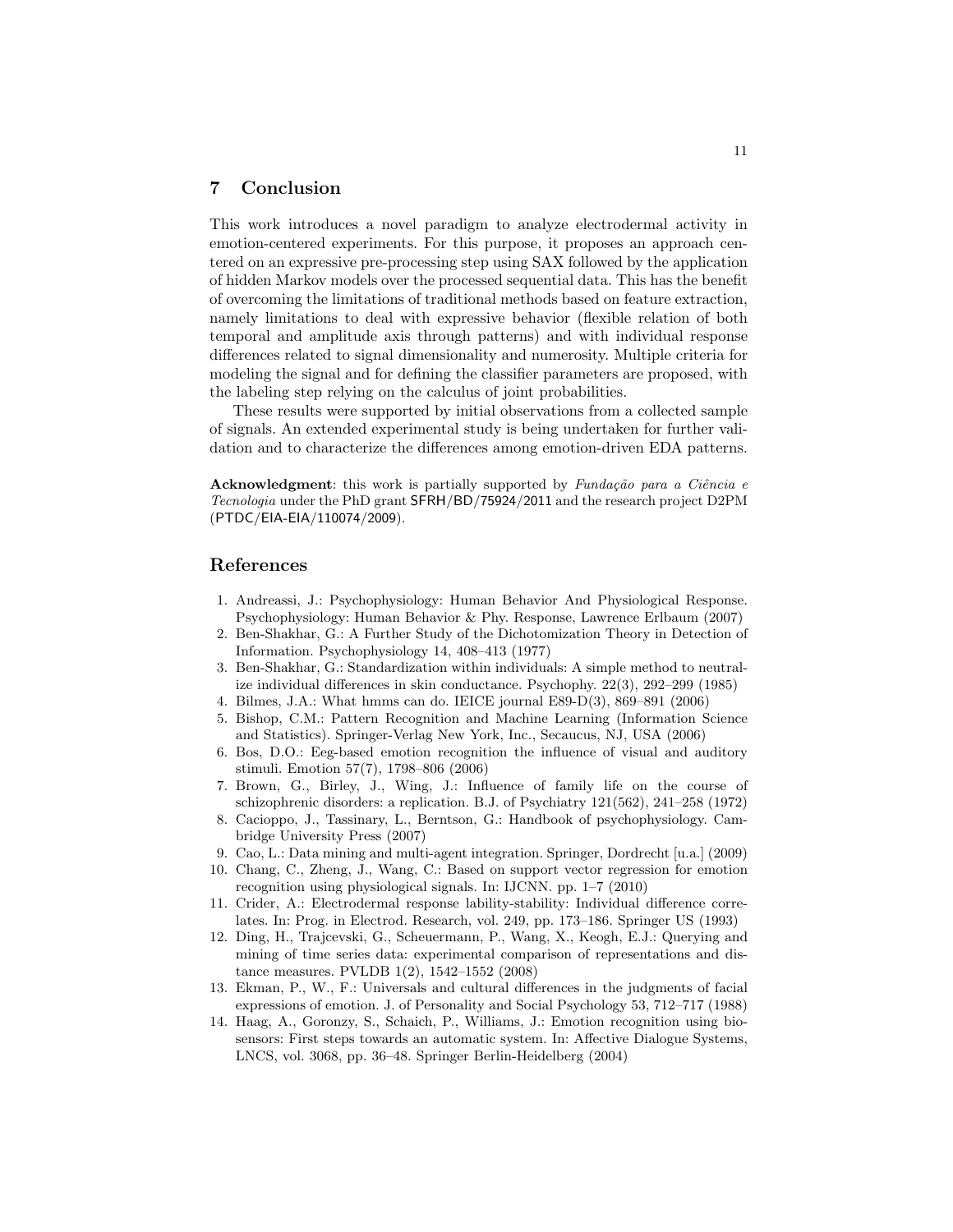## 7 Conclusion

This work introduces a novel paradigm to analyze electrodermal activity in emotion-centered experiments. For this purpose, it proposes an approach centered on an expressive pre-processing step using SAX followed by the application of hidden Markov models over the processed sequential data. This has the benefit of overcoming the limitations of traditional methods based on feature extraction, namely limitations to deal with expressive behavior (flexible relation of both temporal and amplitude axis through patterns) and with individual response differences related to signal dimensionality and numerosity. Multiple criteria for modeling the signal and for defining the classifier parameters are proposed, with the labeling step relying on the calculus of joint probabilities.

These results were supported by initial observations from a collected sample of signals. An extended experimental study is being undertaken for further validation and to characterize the differences among emotion-driven EDA patterns.

**Acknowledgment**: this work is partially supported by *Fundação para a Ciência e Tecnologia* under the PhD grant SFRH/BD/75924/2011 and the research project D2PM (PTDC/EIA-EIA/110074/2009).

## References

1. Andreassi, J.: Psychophysiology: Human Behavior And Physiological Response. Psychophysiology: Human Behavior & Phy. Response, Lawrence Erlbaum (2007)
2. Ben-Shakhar, G.: A Further Study of the Dichotomization Theory in Detection of Information. Psychophysiology 14, 408–413 (1977)
3. Ben-Shakhar, G.: Standardization within individuals: A simple method to neutralize individual differences in skin conductance. Psychophy. 22(3), 292–299 (1985)
4. Bilmes, J.A.: What hmms can do. IEICE journal E89-D(3), 869–891 (2006)
5. Bishop, C.M.: Pattern Recognition and Machine Learning (Information Science and Statistics). Springer-Verlag New York, Inc., Secaucus, NJ, USA (2006)
6. Bos, D.O.: Eeg-based emotion recognition the influence of visual and auditory stimuli. Emotion 57(7), 1798–806 (2006)
7. Brown, G., Birley, J., Wing, J.: Influence of family life on the course of schizophrenic disorders: a replication. B.J. of Psychiatry 121(562), 241–258 (1972)
8. Cacioppo, J., Tassinary, L., Berntson, G.: Handbook of psychophysiology. Cambridge University Press (2007)
9. Cao, L.: Data mining and multi-agent integration. Springer, Dordrecht [u.a.] (2009)
10. Chang, C., Zheng, J., Wang, C.: Based on support vector regression for emotion recognition using physiological signals. In: IJCNN. pp. 1–7 (2010)
11. Crider, A.: Electrodermal response lability-stability: Individual difference correlates. In: Prog. in Electrod. Research, vol. 249, pp. 173–186. Springer US (1993)
12. Ding, H., Trajcevski, G., Scheuermann, P., Wang, X., Keogh, E.J.: Querying and mining of time series data: experimental comparison of representations and distance measures. PVLDB 1(2), 1542–1552 (2008)
13. Ekman, P., W., F.: Universals and cultural differences in the judgments of facial expressions of emotion. J. of Personality and Social Psychology 53, 712–717 (1988)
14. Haag, A., Goronzy, S., Schaich, P., Williams, J.: Emotion recognition using biosensors: First steps towards an automatic system. In: Affective Dialogue Systems, LNCS, vol. 3068, pp. 36–48. Springer Berlin-Heidelberg (2004)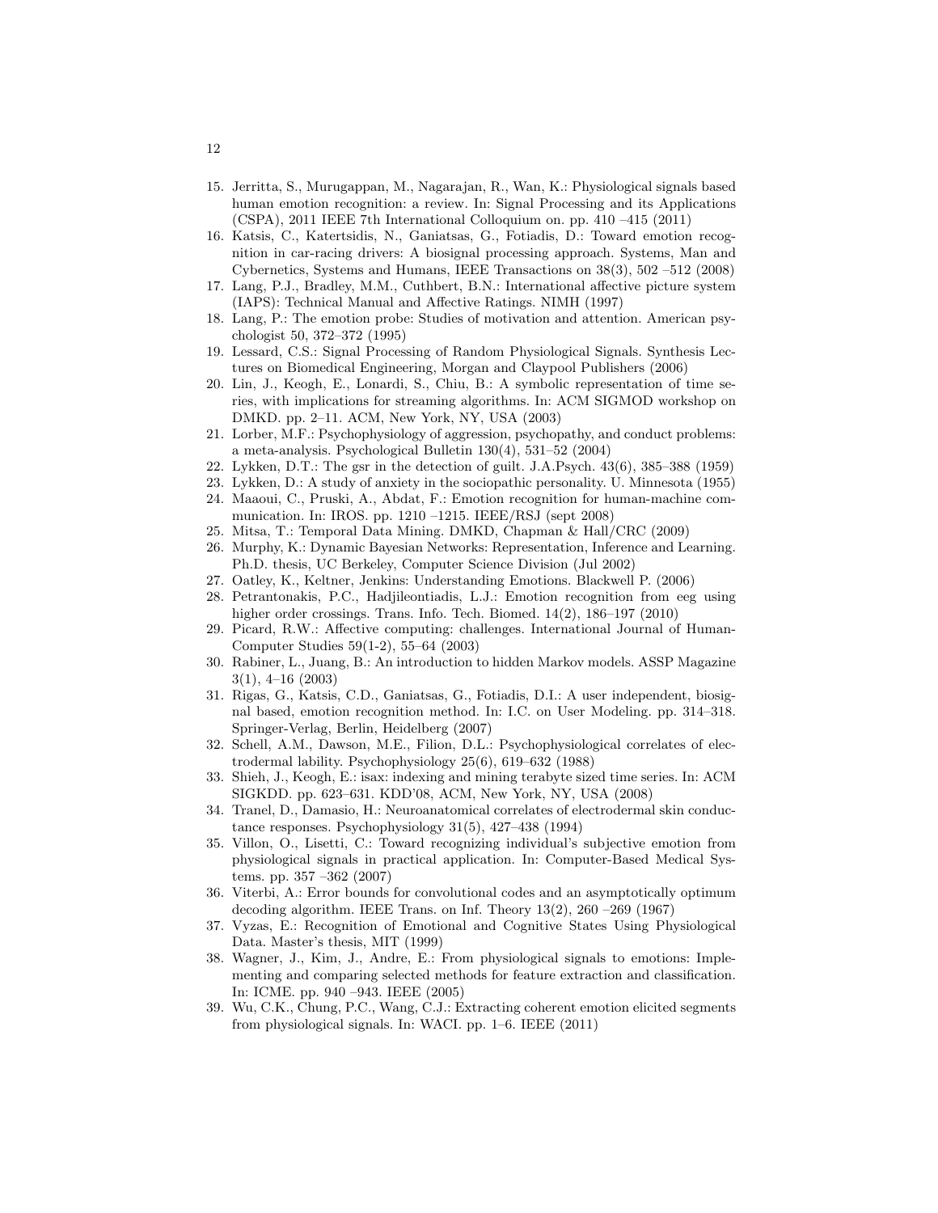15. Jerritta, S., Murugappan, M., Nagarajan, R., Wan, K.: Physiological signals based human emotion recognition: a review. In: Signal Processing and its Applications (CSPA), 2011 IEEE 7th International Colloquium on. pp. 410 –415 (2011)
16. Katsis, C., Katertsidis, N., Ganiatsas, G., Fotiadis, D.: Toward emotion recognition in car-racing drivers: A biosignal processing approach. Systems, Man and Cybernetics, Systems and Humans, IEEE Transactions on 38(3), 502 –512 (2008)
17. Lang, P.J., Bradley, M.M., Cuthbert, B.N.: International affective picture system (IAPS): Technical Manual and Affective Ratings. NIMH (1997)
18. Lang, P.: The emotion probe: Studies of motivation and attention. American psychologist 50, 372–372 (1995)
19. Lessard, C.S.: Signal Processing of Random Physiological Signals. Synthesis Lectures on Biomedical Engineering, Morgan and Claypool Publishers (2006)
20. Lin, J., Keogh, E., Lonardi, S., Chiu, B.: A symbolic representation of time series, with implications for streaming algorithms. In: ACM SIGMOD workshop on DMKD. pp. 2–11. ACM, New York, NY, USA (2003)
21. Lorber, M.F.: Psychophysiology of aggression, psychopathy, and conduct problems: a meta-analysis. Psychological Bulletin 130(4), 531–52 (2004)
22. Lykken, D.T.: The gsr in the detection of guilt. J.A.Psych. 43(6), 385–388 (1959)
23. Lykken, D.: A study of anxiety in the sociopathic personality. U. Minnesota (1955)
24. Maaoui, C., Pruski, A., Abdat, F.: Emotion recognition for human-machine communication. In: IROS. pp. 1210 –1215. IEEE/RSJ (sept 2008)
25. Mitsa, T.: Temporal Data Mining. DMKD, Chapman & Hall/CRC (2009)
26. Murphy, K.: Dynamic Bayesian Networks: Representation, Inference and Learning. Ph.D. thesis, UC Berkeley, Computer Science Division (Jul 2002)
27. Oatley, K., Keltner, Jenkins: Understanding Emotions. Blackwell P. (2006)
28. Petrantonakis, P.C., Hadjileontiadis, L.J.: Emotion recognition from eeg using higher order crossings. Trans. Info. Tech. Biomed. 14(2), 186–197 (2010)
29. Picard, R.W.: Affective computing: challenges. International Journal of Human-Computer Studies 59(1-2), 55–64 (2003)
30. Rabiner, L., Juang, B.: An introduction to hidden Markov models. ASSP Magazine 3(1), 4–16 (2003)
31. Rigas, G., Katsis, C.D., Ganiatsas, G., Fotiadis, D.I.: A user independent, biosignal based, emotion recognition method. In: I.C. on User Modeling. pp. 314–318. Springer-Verlag, Berlin, Heidelberg (2007)
32. Schell, A.M., Dawson, M.E., Filion, D.L.: Psychophysiological correlates of electrodermal lability. Psychophysiology 25(6), 619–632 (1988)
33. Shieh, J., Keogh, E.: isax: indexing and mining terabyte sized time series. In: ACM SIGKDD. pp. 623–631. KDD'08, ACM, New York, NY, USA (2008)
34. Tranel, D., Damasio, H.: Neuroanatomical correlates of electrodermal skin conductance responses. Psychophysiology 31(5), 427–438 (1994)
35. Villon, O., Lisetti, C.: Toward recognizing individual's subjective emotion from physiological signals in practical application. In: Computer-Based Medical Systems. pp. 357 –362 (2007)
36. Viterbi, A.: Error bounds for convolutional codes and an asymptotically optimum decoding algorithm. IEEE Trans. on Inf. Theory 13(2), 260 –269 (1967)
37. Vyzas, E.: Recognition of Emotional and Cognitive States Using Physiological Data. Master's thesis, MIT (1999)
38. Wagner, J., Kim, J., Andre, E.: From physiological signals to emotions: Implementing and comparing selected methods for feature extraction and classification. In: ICME. pp. 940 –943. IEEE (2005)
39. Wu, C.K., Chung, P.C., Wang, C.J.: Extracting coherent emotion elicited segments from physiological signals. In: WACI. pp. 1–6. IEEE (2011)